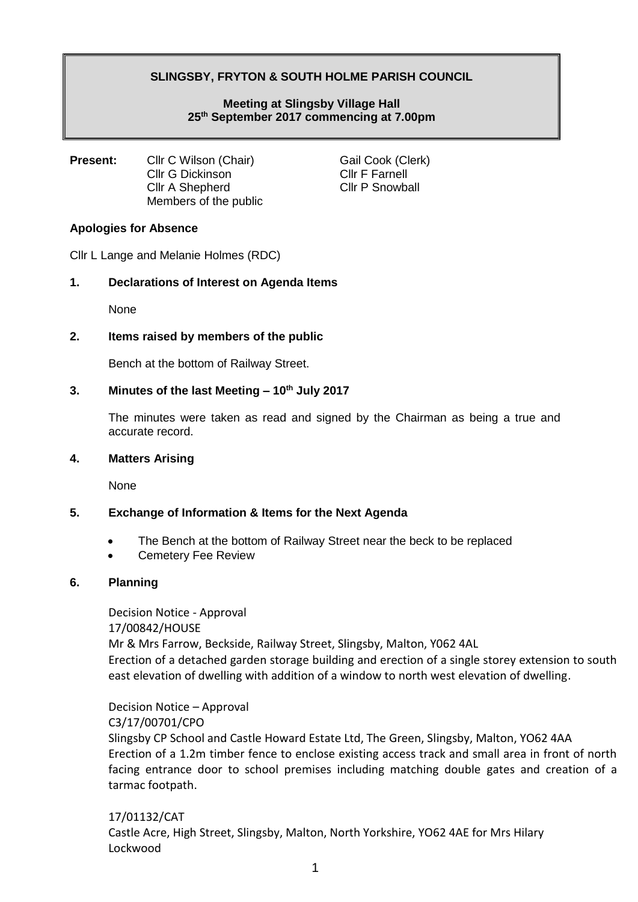**SLINGSBY, FRYTON & SOUTH HOLME PARISH COUNCIL**

**Meeting at Slingsby Village Hall**
**25th September 2017 commencing at 7.00pm**

**Present:** Cllr C Wilson (Chair), Gail Cook (Clerk), Cllr G Dickinson, Cllr F Farnell, Cllr A Shepherd, Cllr P Snowball, Members of the public

**Apologies for Absence**

Cllr L Lange and Melanie Holmes (RDC)

**1. Declarations of Interest on Agenda Items**

None

**2. Items raised by members of the public**

Bench at the bottom of Railway Street.

**3. Minutes of the last Meeting – 10th July 2017**

The minutes were taken as read and signed by the Chairman as being a true and accurate record.

**4. Matters Arising**

None

**5. Exchange of Information & Items for the Next Agenda**

- The Bench at the bottom of Railway Street near the beck to be replaced
- Cemetery Fee Review

**6. Planning**

Decision Notice - Approval
17/00842/HOUSE
Mr & Mrs Farrow, Beckside, Railway Street, Slingsby, Malton, Y062 4AL
Erection of a detached garden storage building and erection of a single storey extension to south east elevation of dwelling with addition of a window to north west elevation of dwelling.

Decision Notice – Approval
C3/17/00701/CPO
Slingsby CP School and Castle Howard Estate Ltd, The Green, Slingsby, Malton, YO62 4AA
Erection of a 1.2m timber fence to enclose existing access track and small area in front of north facing entrance door to school premises including matching double gates and creation of a tarmac footpath.

17/01132/CAT
Castle Acre, High Street, Slingsby, Malton, North Yorkshire, YO62 4AE for Mrs Hilary Lockwood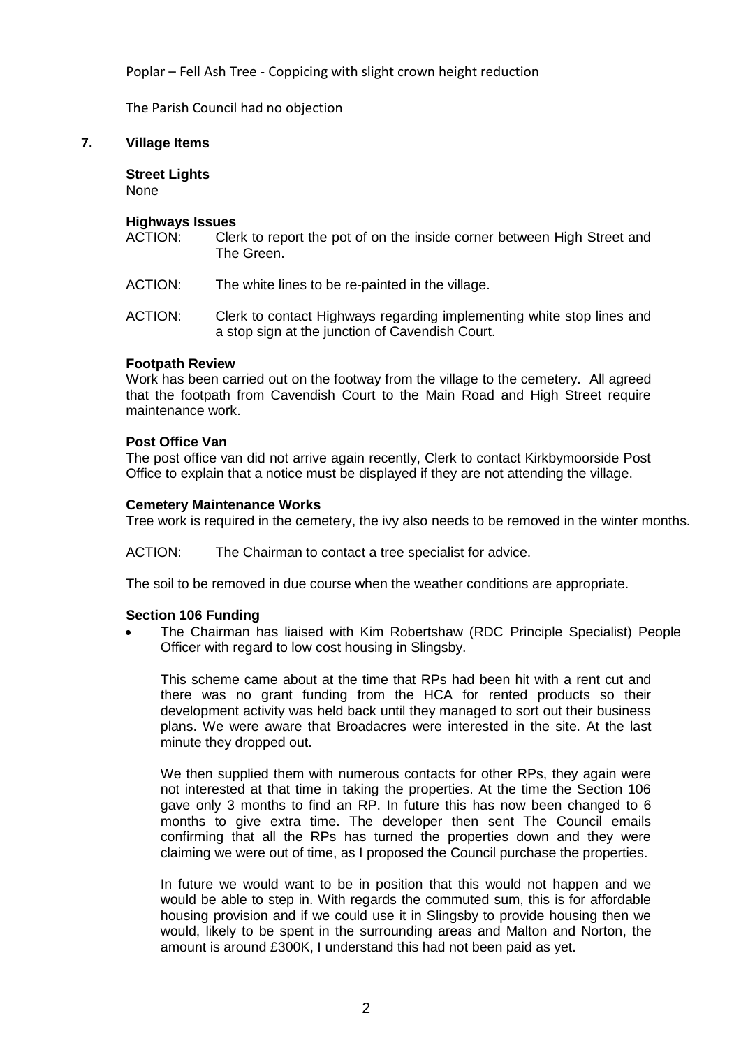Poplar – Fell Ash Tree - Coppicing with slight crown height reduction

The Parish Council had no objection

## 7. Village Items

**Street Lights**
None

**Highways Issues**

ACTION: Clerk to report the pot of on the inside corner between High Street and The Green.

ACTION: The white lines to be re-painted in the village.

ACTION: Clerk to contact Highways regarding implementing white stop lines and a stop sign at the junction of Cavendish Court.

**Footpath Review**
Work has been carried out on the footway from the village to the cemetery. All agreed that the footpath from Cavendish Court to the Main Road and High Street require maintenance work.

**Post Office Van**
The post office van did not arrive again recently, Clerk to contact Kirkbymoorside Post Office to explain that a notice must be displayed if they are not attending the village.

**Cemetery Maintenance Works**
Tree work is required in the cemetery, the ivy also needs to be removed in the winter months.

ACTION: The Chairman to contact a tree specialist for advice.

The soil to be removed in due course when the weather conditions are appropriate.

**Section 106 Funding**

- The Chairman has liaised with Kim Robertshaw (RDC Principle Specialist) People Officer with regard to low cost housing in Slingsby.

  This scheme came about at the time that RPs had been hit with a rent cut and there was no grant funding from the HCA for rented products so their development activity was held back until they managed to sort out their business plans. We were aware that Broadacres were interested in the site. At the last minute they dropped out.

  We then supplied them with numerous contacts for other RPs, they again were not interested at that time in taking the properties. At the time the Section 106 gave only 3 months to find an RP. In future this has now been changed to 6 months to give extra time. The developer then sent The Council emails confirming that all the RPs has turned the properties down and they were claiming we were out of time, as I proposed the Council purchase the properties.

  In future we would want to be in position that this would not happen and we would be able to step in. With regards the commuted sum, this is for affordable housing provision and if we could use it in Slingsby to provide housing then we would, likely to be spent in the surrounding areas and Malton and Norton, the amount is around £300K, I understand this had not been paid as yet.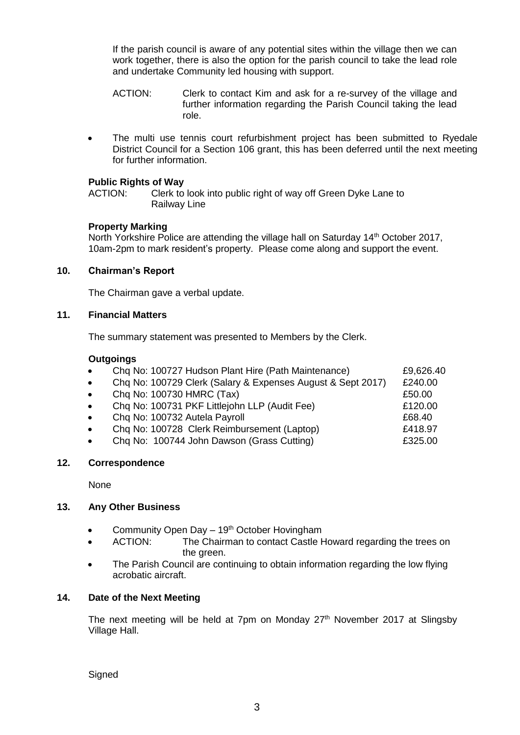If the parish council is aware of any potential sites within the village then we can work together, there is also the option for the parish council to take the lead role and undertake Community led housing with support.

ACTION: Clerk to contact Kim and ask for a re-survey of the village and further information regarding the Parish Council taking the lead role.

- The multi use tennis court refurbishment project has been submitted to Ryedale District Council for a Section 106 grant, this has been deferred until the next meeting for further information.

**Public Rights of Way**

ACTION: Clerk to look into public right of way off Green Dyke Lane to Railway Line

**Property Marking**

North Yorkshire Police are attending the village hall on Saturday 14th October 2017, 10am-2pm to mark resident's property. Please come along and support the event.

## 10. Chairman's Report

The Chairman gave a verbal update.

## 11. Financial Matters

The summary statement was presented to Members by the Clerk.

**Outgoings**

- Chq No: 100727 Hudson Plant Hire (Path Maintenance) £9,626.40
- Chq No: 100729 Clerk (Salary & Expenses August & Sept 2017) £240.00
- Chq No: 100730 HMRC (Tax) £50.00
- Chq No: 100731 PKF Littlejohn LLP (Audit Fee) £120.00
- Chq No: 100732 Autela Payroll £68.40
- Chq No: 100728 Clerk Reimbursement (Laptop) £418.97
- Chq No: 100744 John Dawson (Grass Cutting) £325.00

## 12. Correspondence

None

## 13. Any Other Business

- Community Open Day – 19th October Hovingham
- ACTION: The Chairman to contact Castle Howard regarding the trees on the green.
- The Parish Council are continuing to obtain information regarding the low flying acrobatic aircraft.

## 14. Date of the Next Meeting

The next meeting will be held at 7pm on Monday 27th November 2017 at Slingsby Village Hall.

Signed